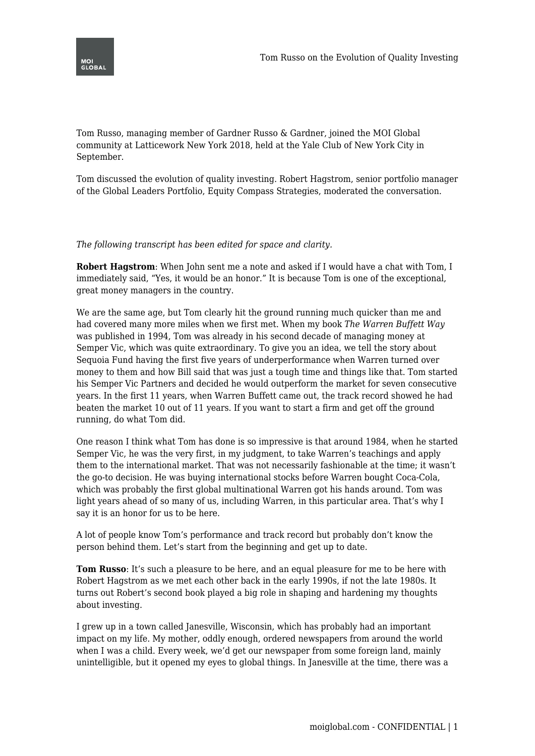Tom Russo, managing member of Gardner Russo & Gardner, joined the MOI Global community at Latticework New York 2018, held at the Yale Club of New York City in September.

Tom discussed the evolution of quality investing. Robert Hagstrom, senior portfolio manager of the Global Leaders Portfolio, Equity Compass Strategies, moderated the conversation.

*The following transcript has been edited for space and clarity.*

**Robert Hagstrom**: When John sent me a note and asked if I would have a chat with Tom, I immediately said, "Yes, it would be an honor." It is because Tom is one of the exceptional, great money managers in the country.

We are the same age, but Tom clearly hit the ground running much quicker than me and had covered many more miles when we first met. When my book *The Warren Buffett Way* was published in 1994, Tom was already in his second decade of managing money at Semper Vic, which was quite extraordinary. To give you an idea, we tell the story about Sequoia Fund having the first five years of underperformance when Warren turned over money to them and how Bill said that was just a tough time and things like that. Tom started his Semper Vic Partners and decided he would outperform the market for seven consecutive years. In the first 11 years, when Warren Buffett came out, the track record showed he had beaten the market 10 out of 11 years. If you want to start a firm and get off the ground running, do what Tom did.

One reason I think what Tom has done is so impressive is that around 1984, when he started Semper Vic, he was the very first, in my judgment, to take Warren's teachings and apply them to the international market. That was not necessarily fashionable at the time; it wasn't the go-to decision. He was buying international stocks before Warren bought Coca-Cola, which was probably the first global multinational Warren got his hands around. Tom was light years ahead of so many of us, including Warren, in this particular area. That's why I say it is an honor for us to be here.

A lot of people know Tom's performance and track record but probably don't know the person behind them. Let's start from the beginning and get up to date.

**Tom Russo**: It's such a pleasure to be here, and an equal pleasure for me to be here with Robert Hagstrom as we met each other back in the early 1990s, if not the late 1980s. It turns out Robert's second book played a big role in shaping and hardening my thoughts about investing.

I grew up in a town called Janesville, Wisconsin, which has probably had an important impact on my life. My mother, oddly enough, ordered newspapers from around the world when I was a child. Every week, we'd get our newspaper from some foreign land, mainly unintelligible, but it opened my eyes to global things. In Janesville at the time, there was a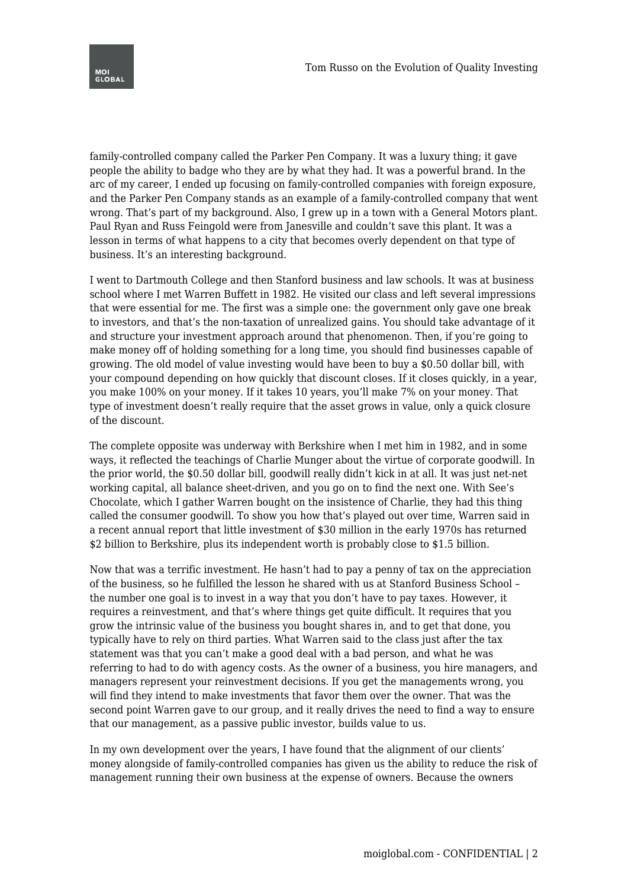family-controlled company called the Parker Pen Company. It was a luxury thing; it gave people the ability to badge who they are by what they had. It was a powerful brand. In the arc of my career, I ended up focusing on family-controlled companies with foreign exposure, and the Parker Pen Company stands as an example of a family-controlled company that went wrong. That's part of my background. Also, I grew up in a town with a General Motors plant. Paul Ryan and Russ Feingold were from Janesville and couldn't save this plant. It was a lesson in terms of what happens to a city that becomes overly dependent on that type of business. It's an interesting background.

I went to Dartmouth College and then Stanford business and law schools. It was at business school where I met Warren Buffett in 1982. He visited our class and left several impressions that were essential for me. The first was a simple one: the government only gave one break to investors, and that's the non-taxation of unrealized gains. You should take advantage of it and structure your investment approach around that phenomenon. Then, if you're going to make money off of holding something for a long time, you should find businesses capable of growing. The old model of value investing would have been to buy a $0.50 dollar bill, with your compound depending on how quickly that discount closes. If it closes quickly, in a year, you make 100% on your money. If it takes 10 years, you'll make 7% on your money. That type of investment doesn't really require that the asset grows in value, only a quick closure of the discount.

The complete opposite was underway with Berkshire when I met him in 1982, and in some ways, it reflected the teachings of Charlie Munger about the virtue of corporate goodwill. In the prior world, the $0.50 dollar bill, goodwill really didn't kick in at all. It was just net-net working capital, all balance sheet-driven, and you go on to find the next one. With See's Chocolate, which I gather Warren bought on the insistence of Charlie, they had this thing called the consumer goodwill. To show you how that's played out over time, Warren said in a recent annual report that little investment of $30 million in the early 1970s has returned $2 billion to Berkshire, plus its independent worth is probably close to $1.5 billion.

Now that was a terrific investment. He hasn't had to pay a penny of tax on the appreciation of the business, so he fulfilled the lesson he shared with us at Stanford Business School – the number one goal is to invest in a way that you don't have to pay taxes. However, it requires a reinvestment, and that's where things get quite difficult. It requires that you grow the intrinsic value of the business you bought shares in, and to get that done, you typically have to rely on third parties. What Warren said to the class just after the tax statement was that you can't make a good deal with a bad person, and what he was referring to had to do with agency costs. As the owner of a business, you hire managers, and managers represent your reinvestment decisions. If you get the managements wrong, you will find they intend to make investments that favor them over the owner. That was the second point Warren gave to our group, and it really drives the need to find a way to ensure that our management, as a passive public investor, builds value to us.

In my own development over the years, I have found that the alignment of our clients' money alongside of family-controlled companies has given us the ability to reduce the risk of management running their own business at the expense of owners. Because the owners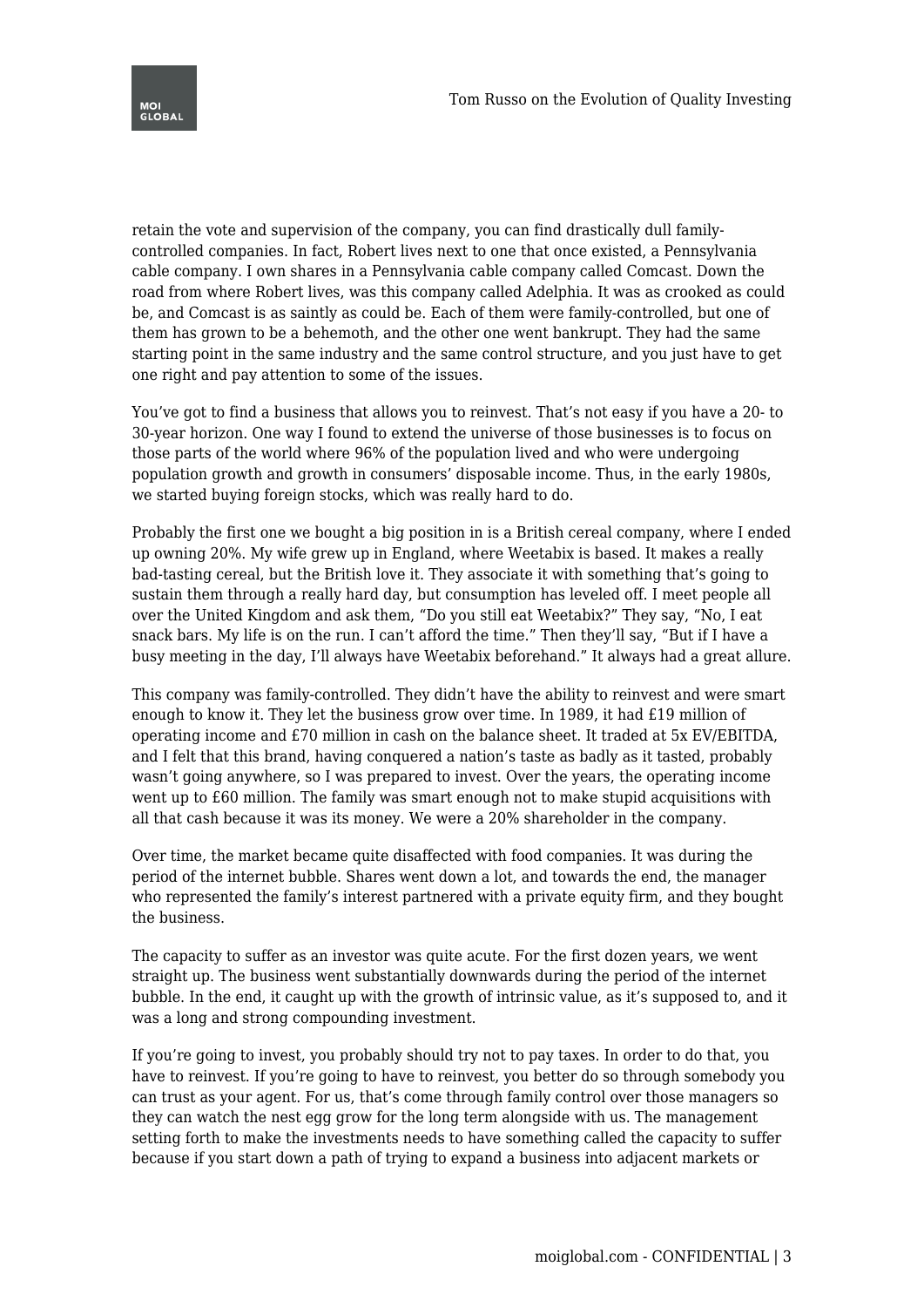retain the vote and supervision of the company, you can find drastically dull family-controlled companies. In fact, Robert lives next to one that once existed, a Pennsylvania cable company. I own shares in a Pennsylvania cable company called Comcast. Down the road from where Robert lives, was this company called Adelphia. It was as crooked as could be, and Comcast is as saintly as could be. Each of them were family-controlled, but one of them has grown to be a behemoth, and the other one went bankrupt. They had the same starting point in the same industry and the same control structure, and you just have to get one right and pay attention to some of the issues.

You've got to find a business that allows you to reinvest. That's not easy if you have a 20- to 30-year horizon. One way I found to extend the universe of those businesses is to focus on those parts of the world where 96% of the population lived and who were undergoing population growth and growth in consumers' disposable income. Thus, in the early 1980s, we started buying foreign stocks, which was really hard to do.

Probably the first one we bought a big position in is a British cereal company, where I ended up owning 20%. My wife grew up in England, where Weetabix is based. It makes a really bad-tasting cereal, but the British love it. They associate it with something that's going to sustain them through a really hard day, but consumption has leveled off. I meet people all over the United Kingdom and ask them, "Do you still eat Weetabix?" They say, "No, I eat snack bars. My life is on the run. I can't afford the time." Then they'll say, "But if I have a busy meeting in the day, I'll always have Weetabix beforehand." It always had a great allure.

This company was family-controlled. They didn't have the ability to reinvest and were smart enough to know it. They let the business grow over time. In 1989, it had £19 million of operating income and £70 million in cash on the balance sheet. It traded at 5x EV/EBITDA, and I felt that this brand, having conquered a nation's taste as badly as it tasted, probably wasn't going anywhere, so I was prepared to invest. Over the years, the operating income went up to £60 million. The family was smart enough not to make stupid acquisitions with all that cash because it was its money. We were a 20% shareholder in the company.

Over time, the market became quite disaffected with food companies. It was during the period of the internet bubble. Shares went down a lot, and towards the end, the manager who represented the family's interest partnered with a private equity firm, and they bought the business.

The capacity to suffer as an investor was quite acute. For the first dozen years, we went straight up. The business went substantially downwards during the period of the internet bubble. In the end, it caught up with the growth of intrinsic value, as it's supposed to, and it was a long and strong compounding investment.

If you're going to invest, you probably should try not to pay taxes. In order to do that, you have to reinvest. If you're going to have to reinvest, you better do so through somebody you can trust as your agent. For us, that's come through family control over those managers so they can watch the nest egg grow for the long term alongside with us. The management setting forth to make the investments needs to have something called the capacity to suffer because if you start down a path of trying to expand a business into adjacent markets or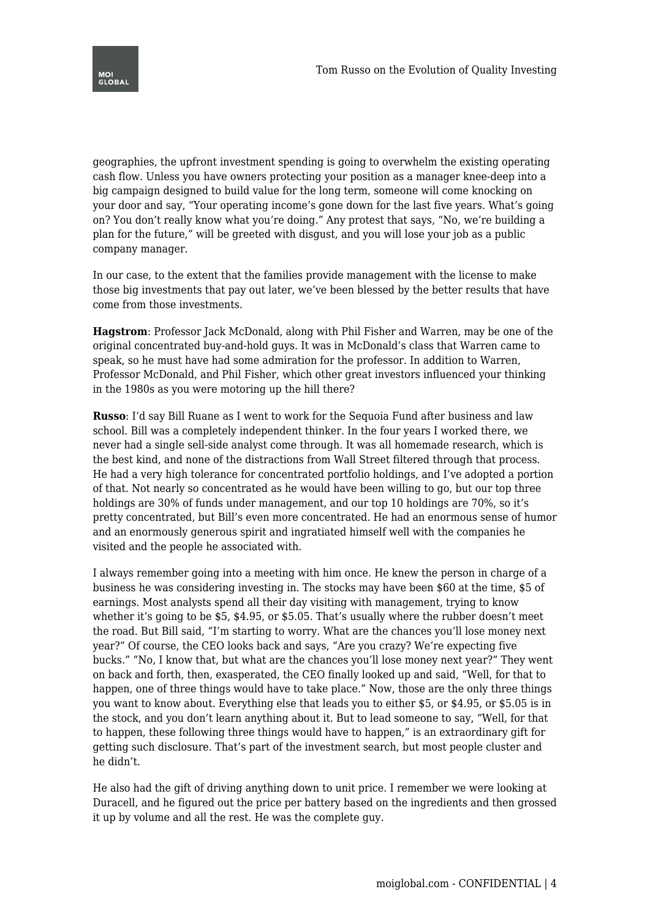geographies, the upfront investment spending is going to overwhelm the existing operating cash flow. Unless you have owners protecting your position as a manager knee-deep into a big campaign designed to build value for the long term, someone will come knocking on your door and say, "Your operating income's gone down for the last five years. What's going on? You don't really know what you're doing." Any protest that says, "No, we're building a plan for the future," will be greeted with disgust, and you will lose your job as a public company manager.

In our case, to the extent that the families provide management with the license to make those big investments that pay out later, we've been blessed by the better results that have come from those investments.

**Hagstrom**: Professor Jack McDonald, along with Phil Fisher and Warren, may be one of the original concentrated buy-and-hold guys. It was in McDonald's class that Warren came to speak, so he must have had some admiration for the professor. In addition to Warren, Professor McDonald, and Phil Fisher, which other great investors influenced your thinking in the 1980s as you were motoring up the hill there?

**Russo**: I'd say Bill Ruane as I went to work for the Sequoia Fund after business and law school. Bill was a completely independent thinker. In the four years I worked there, we never had a single sell-side analyst come through. It was all homemade research, which is the best kind, and none of the distractions from Wall Street filtered through that process. He had a very high tolerance for concentrated portfolio holdings, and I've adopted a portion of that. Not nearly so concentrated as he would have been willing to go, but our top three holdings are 30% of funds under management, and our top 10 holdings are 70%, so it's pretty concentrated, but Bill's even more concentrated. He had an enormous sense of humor and an enormously generous spirit and ingratiated himself well with the companies he visited and the people he associated with.

I always remember going into a meeting with him once. He knew the person in charge of a business he was considering investing in. The stocks may have been $60 at the time, $5 of earnings. Most analysts spend all their day visiting with management, trying to know whether it's going to be $5, $4.95, or $5.05. That's usually where the rubber doesn't meet the road. But Bill said, "I'm starting to worry. What are the chances you'll lose money next year?" Of course, the CEO looks back and says, "Are you crazy? We're expecting five bucks." "No, I know that, but what are the chances you'll lose money next year?" They went on back and forth, then, exasperated, the CEO finally looked up and said, "Well, for that to happen, one of three things would have to take place." Now, those are the only three things you want to know about. Everything else that leads you to either $5, or $4.95, or $5.05 is in the stock, and you don't learn anything about it. But to lead someone to say, "Well, for that to happen, these following three things would have to happen," is an extraordinary gift for getting such disclosure. That's part of the investment search, but most people cluster and he didn't.

He also had the gift of driving anything down to unit price. I remember we were looking at Duracell, and he figured out the price per battery based on the ingredients and then grossed it up by volume and all the rest. He was the complete guy.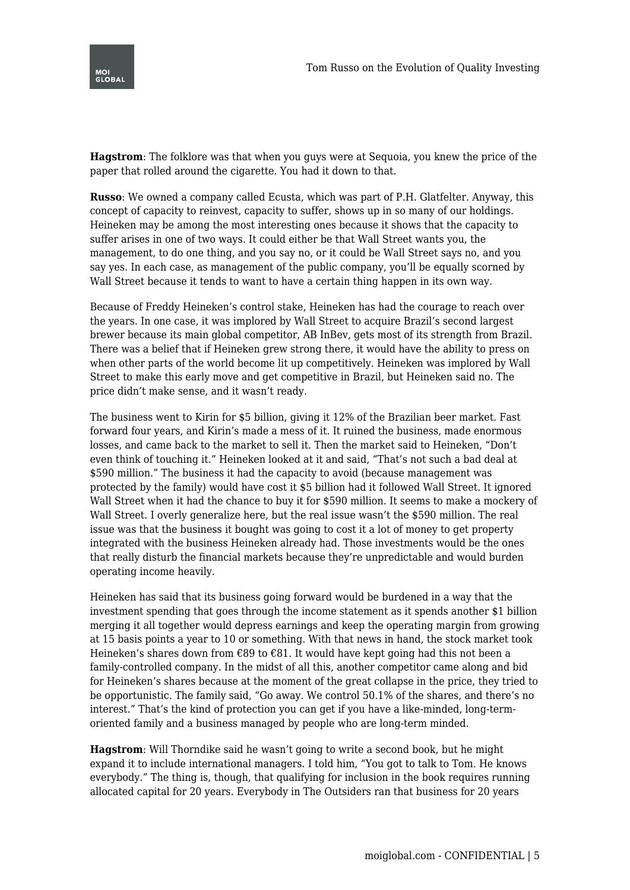**Hagstrom**: The folklore was that when you guys were at Sequoia, you knew the price of the paper that rolled around the cigarette. You had it down to that.

**Russo**: We owned a company called Ecusta, which was part of P.H. Glatfelter. Anyway, this concept of capacity to reinvest, capacity to suffer, shows up in so many of our holdings. Heineken may be among the most interesting ones because it shows that the capacity to suffer arises in one of two ways. It could either be that Wall Street wants you, the management, to do one thing, and you say no, or it could be Wall Street says no, and you say yes. In each case, as management of the public company, you'll be equally scorned by Wall Street because it tends to want to have a certain thing happen in its own way.

Because of Freddy Heineken's control stake, Heineken has had the courage to reach over the years. In one case, it was implored by Wall Street to acquire Brazil's second largest brewer because its main global competitor, AB InBev, gets most of its strength from Brazil. There was a belief that if Heineken grew strong there, it would have the ability to press on when other parts of the world become lit up competitively. Heineken was implored by Wall Street to make this early move and get competitive in Brazil, but Heineken said no. The price didn't make sense, and it wasn't ready.

The business went to Kirin for $5 billion, giving it 12% of the Brazilian beer market. Fast forward four years, and Kirin's made a mess of it. It ruined the business, made enormous losses, and came back to the market to sell it. Then the market said to Heineken, "Don't even think of touching it." Heineken looked at it and said, "That's not such a bad deal at $590 million." The business it had the capacity to avoid (because management was protected by the family) would have cost it $5 billion had it followed Wall Street. It ignored Wall Street when it had the chance to buy it for $590 million. It seems to make a mockery of Wall Street. I overly generalize here, but the real issue wasn't the $590 million. The real issue was that the business it bought was going to cost it a lot of money to get property integrated with the business Heineken already had. Those investments would be the ones that really disturb the financial markets because they're unpredictable and would burden operating income heavily.

Heineken has said that its business going forward would be burdened in a way that the investment spending that goes through the income statement as it spends another $1 billion merging it all together would depress earnings and keep the operating margin from growing at 15 basis points a year to 10 or something. With that news in hand, the stock market took Heineken's shares down from €89 to €81. It would have kept going had this not been a family-controlled company. In the midst of all this, another competitor came along and bid for Heineken's shares because at the moment of the great collapse in the price, they tried to be opportunistic. The family said, "Go away. We control 50.1% of the shares, and there's no interest." That's the kind of protection you can get if you have a like-minded, long-term-oriented family and a business managed by people who are long-term minded.

**Hagstrom**: Will Thorndike said he wasn't going to write a second book, but he might expand it to include international managers. I told him, "You got to talk to Tom. He knows everybody." The thing is, though, that qualifying for inclusion in the book requires running allocated capital for 20 years. Everybody in The Outsiders ran that business for 20 years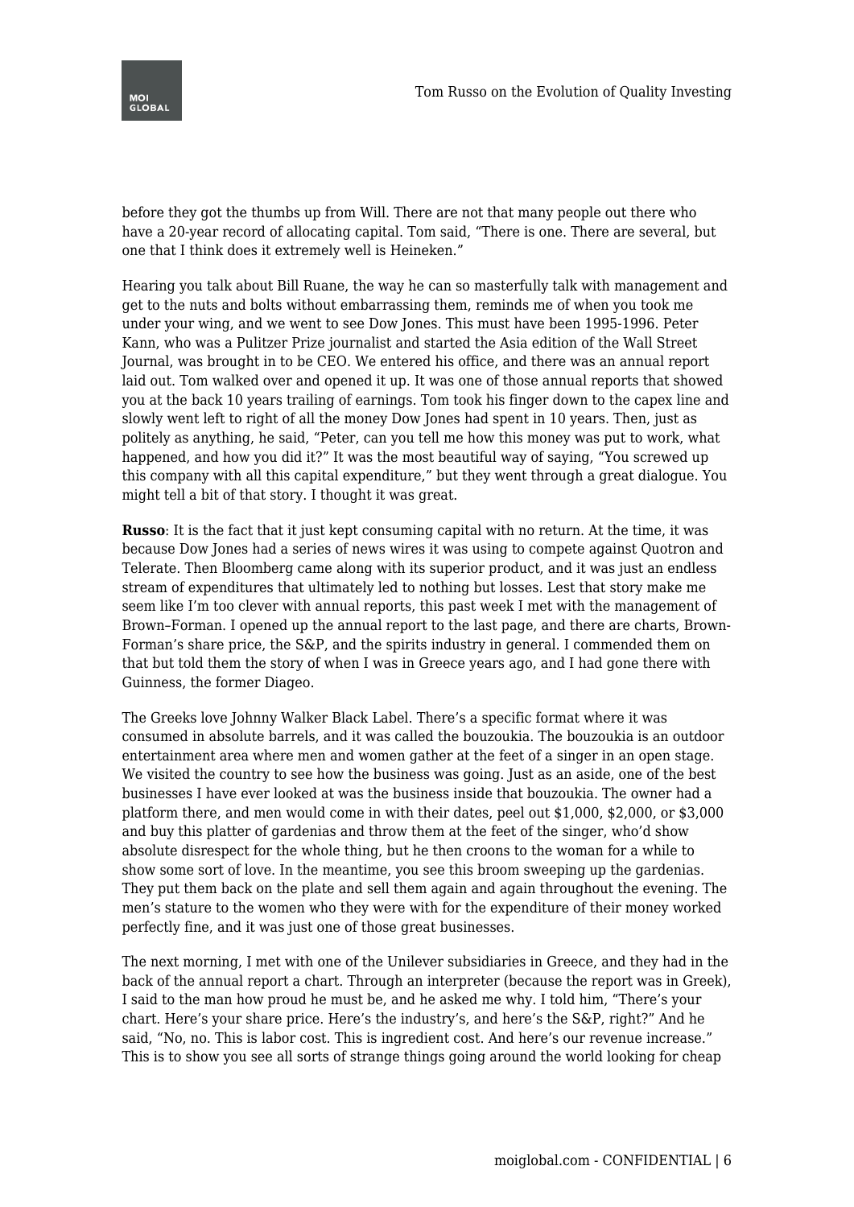before they got the thumbs up from Will. There are not that many people out there who have a 20-year record of allocating capital. Tom said, "There is one. There are several, but one that I think does it extremely well is Heineken."

Hearing you talk about Bill Ruane, the way he can so masterfully talk with management and get to the nuts and bolts without embarrassing them, reminds me of when you took me under your wing, and we went to see Dow Jones. This must have been 1995-1996. Peter Kann, who was a Pulitzer Prize journalist and started the Asia edition of the Wall Street Journal, was brought in to be CEO. We entered his office, and there was an annual report laid out. Tom walked over and opened it up. It was one of those annual reports that showed you at the back 10 years trailing of earnings. Tom took his finger down to the capex line and slowly went left to right of all the money Dow Jones had spent in 10 years. Then, just as politely as anything, he said, "Peter, can you tell me how this money was put to work, what happened, and how you did it?" It was the most beautiful way of saying, "You screwed up this company with all this capital expenditure," but they went through a great dialogue. You might tell a bit of that story. I thought it was great.

**Russo**: It is the fact that it just kept consuming capital with no return. At the time, it was because Dow Jones had a series of news wires it was using to compete against Quotron and Telerate. Then Bloomberg came along with its superior product, and it was just an endless stream of expenditures that ultimately led to nothing but losses. Lest that story make me seem like I'm too clever with annual reports, this past week I met with the management of Brown–Forman. I opened up the annual report to the last page, and there are charts, Brown-Forman's share price, the S&P, and the spirits industry in general. I commended them on that but told them the story of when I was in Greece years ago, and I had gone there with Guinness, the former Diageo.

The Greeks love Johnny Walker Black Label. There's a specific format where it was consumed in absolute barrels, and it was called the bouzoukia. The bouzoukia is an outdoor entertainment area where men and women gather at the feet of a singer in an open stage. We visited the country to see how the business was going. Just as an aside, one of the best businesses I have ever looked at was the business inside that bouzoukia. The owner had a platform there, and men would come in with their dates, peel out $1,000, $2,000, or $3,000 and buy this platter of gardenias and throw them at the feet of the singer, who'd show absolute disrespect for the whole thing, but he then croons to the woman for a while to show some sort of love. In the meantime, you see this broom sweeping up the gardenias. They put them back on the plate and sell them again and again throughout the evening. The men's stature to the women who they were with for the expenditure of their money worked perfectly fine, and it was just one of those great businesses.

The next morning, I met with one of the Unilever subsidiaries in Greece, and they had in the back of the annual report a chart. Through an interpreter (because the report was in Greek), I said to the man how proud he must be, and he asked me why. I told him, "There's your chart. Here's your share price. Here's the industry's, and here's the S&P, right?" And he said, "No, no. This is labor cost. This is ingredient cost. And here's our revenue increase." This is to show you see all sorts of strange things going around the world looking for cheap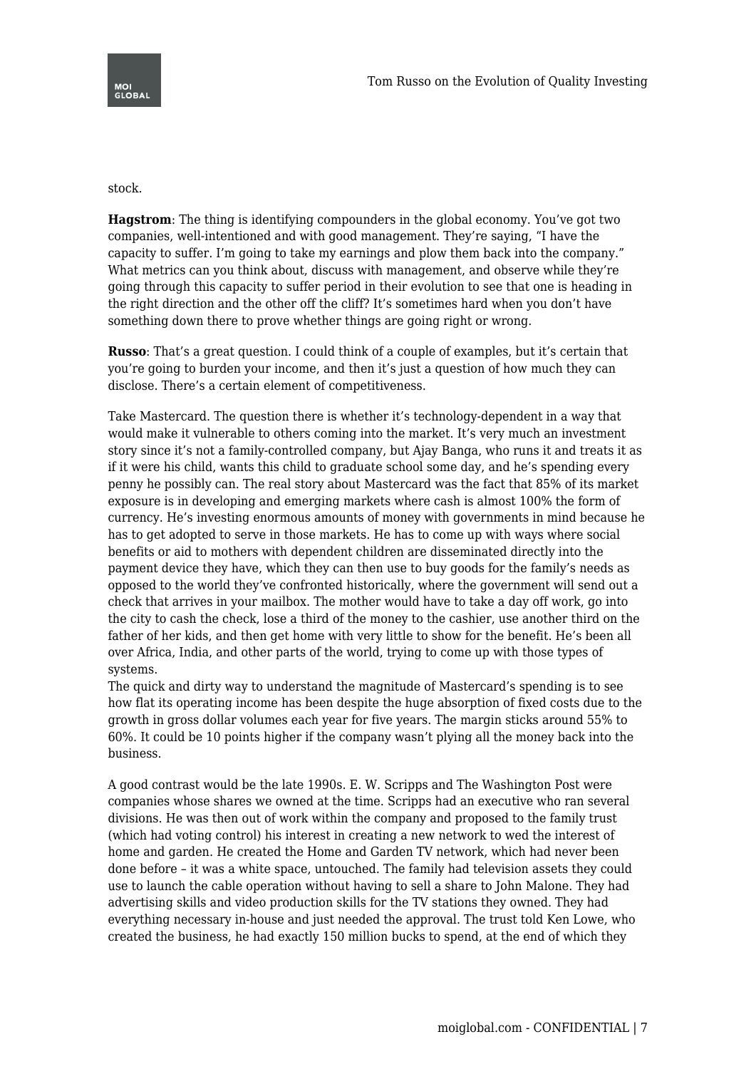stock.

**Hagstrom**: The thing is identifying compounders in the global economy. You've got two companies, well-intentioned and with good management. They're saying, "I have the capacity to suffer. I'm going to take my earnings and plow them back into the company." What metrics can you think about, discuss with management, and observe while they're going through this capacity to suffer period in their evolution to see that one is heading in the right direction and the other off the cliff? It's sometimes hard when you don't have something down there to prove whether things are going right or wrong.

**Russo**: That's a great question. I could think of a couple of examples, but it's certain that you're going to burden your income, and then it's just a question of how much they can disclose. There's a certain element of competitiveness.

Take Mastercard. The question there is whether it's technology-dependent in a way that would make it vulnerable to others coming into the market. It's very much an investment story since it's not a family-controlled company, but Ajay Banga, who runs it and treats it as if it were his child, wants this child to graduate school some day, and he's spending every penny he possibly can. The real story about Mastercard was the fact that 85% of its market exposure is in developing and emerging markets where cash is almost 100% the form of currency. He's investing enormous amounts of money with governments in mind because he has to get adopted to serve in those markets. He has to come up with ways where social benefits or aid to mothers with dependent children are disseminated directly into the payment device they have, which they can then use to buy goods for the family's needs as opposed to the world they've confronted historically, where the government will send out a check that arrives in your mailbox. The mother would have to take a day off work, go into the city to cash the check, lose a third of the money to the cashier, use another third on the father of her kids, and then get home with very little to show for the benefit. He's been all over Africa, India, and other parts of the world, trying to come up with those types of systems.
The quick and dirty way to understand the magnitude of Mastercard's spending is to see how flat its operating income has been despite the huge absorption of fixed costs due to the growth in gross dollar volumes each year for five years. The margin sticks around 55% to 60%. It could be 10 points higher if the company wasn't plying all the money back into the business.

A good contrast would be the late 1990s. E. W. Scripps and The Washington Post were companies whose shares we owned at the time. Scripps had an executive who ran several divisions. He was then out of work within the company and proposed to the family trust (which had voting control) his interest in creating a new network to wed the interest of home and garden. He created the Home and Garden TV network, which had never been done before – it was a white space, untouched. The family had television assets they could use to launch the cable operation without having to sell a share to John Malone. They had advertising skills and video production skills for the TV stations they owned. They had everything necessary in-house and just needed the approval. The trust told Ken Lowe, who created the business, he had exactly 150 million bucks to spend, at the end of which they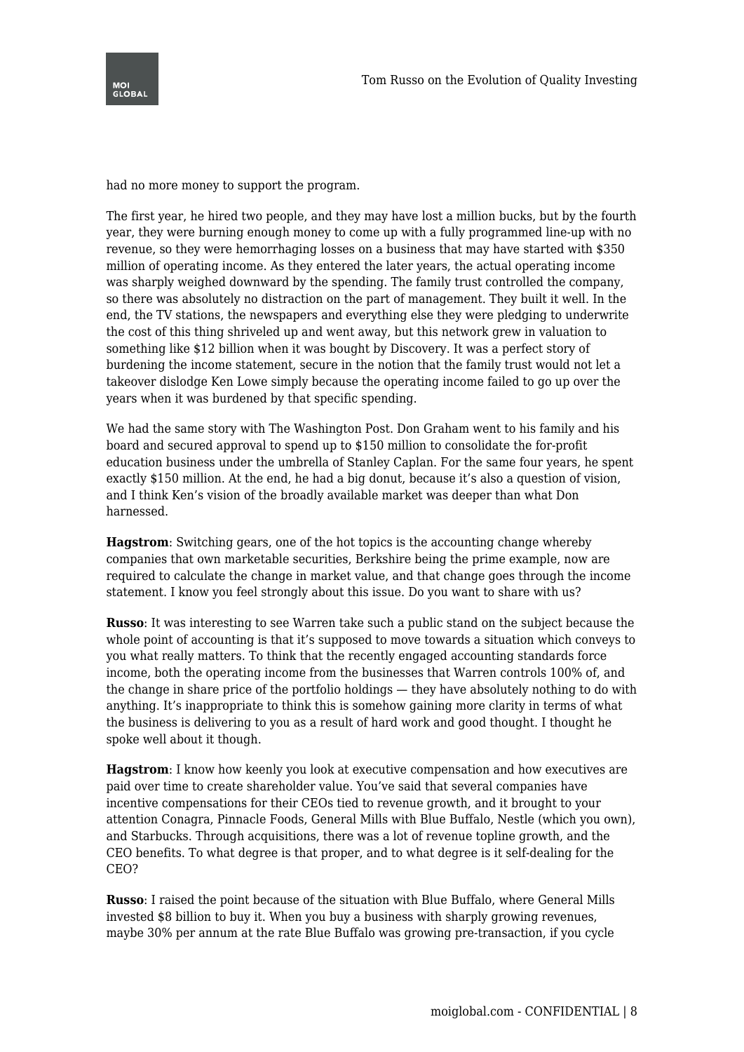had no more money to support the program.

The first year, he hired two people, and they may have lost a million bucks, but by the fourth year, they were burning enough money to come up with a fully programmed line-up with no revenue, so they were hemorrhaging losses on a business that may have started with $350 million of operating income. As they entered the later years, the actual operating income was sharply weighed downward by the spending. The family trust controlled the company, so there was absolutely no distraction on the part of management. They built it well. In the end, the TV stations, the newspapers and everything else they were pledging to underwrite the cost of this thing shriveled up and went away, but this network grew in valuation to something like $12 billion when it was bought by Discovery. It was a perfect story of burdening the income statement, secure in the notion that the family trust would not let a takeover dislodge Ken Lowe simply because the operating income failed to go up over the years when it was burdened by that specific spending.

We had the same story with The Washington Post. Don Graham went to his family and his board and secured approval to spend up to $150 million to consolidate the for-profit education business under the umbrella of Stanley Caplan. For the same four years, he spent exactly $150 million. At the end, he had a big donut, because it's also a question of vision, and I think Ken's vision of the broadly available market was deeper than what Don harnessed.

**Hagstrom**: Switching gears, one of the hot topics is the accounting change whereby companies that own marketable securities, Berkshire being the prime example, now are required to calculate the change in market value, and that change goes through the income statement. I know you feel strongly about this issue. Do you want to share with us?

**Russo**: It was interesting to see Warren take such a public stand on the subject because the whole point of accounting is that it's supposed to move towards a situation which conveys to you what really matters. To think that the recently engaged accounting standards force income, both the operating income from the businesses that Warren controls 100% of, and the change in share price of the portfolio holdings — they have absolutely nothing to do with anything. It's inappropriate to think this is somehow gaining more clarity in terms of what the business is delivering to you as a result of hard work and good thought. I thought he spoke well about it though.

**Hagstrom**: I know how keenly you look at executive compensation and how executives are paid over time to create shareholder value. You've said that several companies have incentive compensations for their CEOs tied to revenue growth, and it brought to your attention Conagra, Pinnacle Foods, General Mills with Blue Buffalo, Nestle (which you own), and Starbucks. Through acquisitions, there was a lot of revenue topline growth, and the CEO benefits. To what degree is that proper, and to what degree is it self-dealing for the CEO?

**Russo**: I raised the point because of the situation with Blue Buffalo, where General Mills invested $8 billion to buy it. When you buy a business with sharply growing revenues, maybe 30% per annum at the rate Blue Buffalo was growing pre-transaction, if you cycle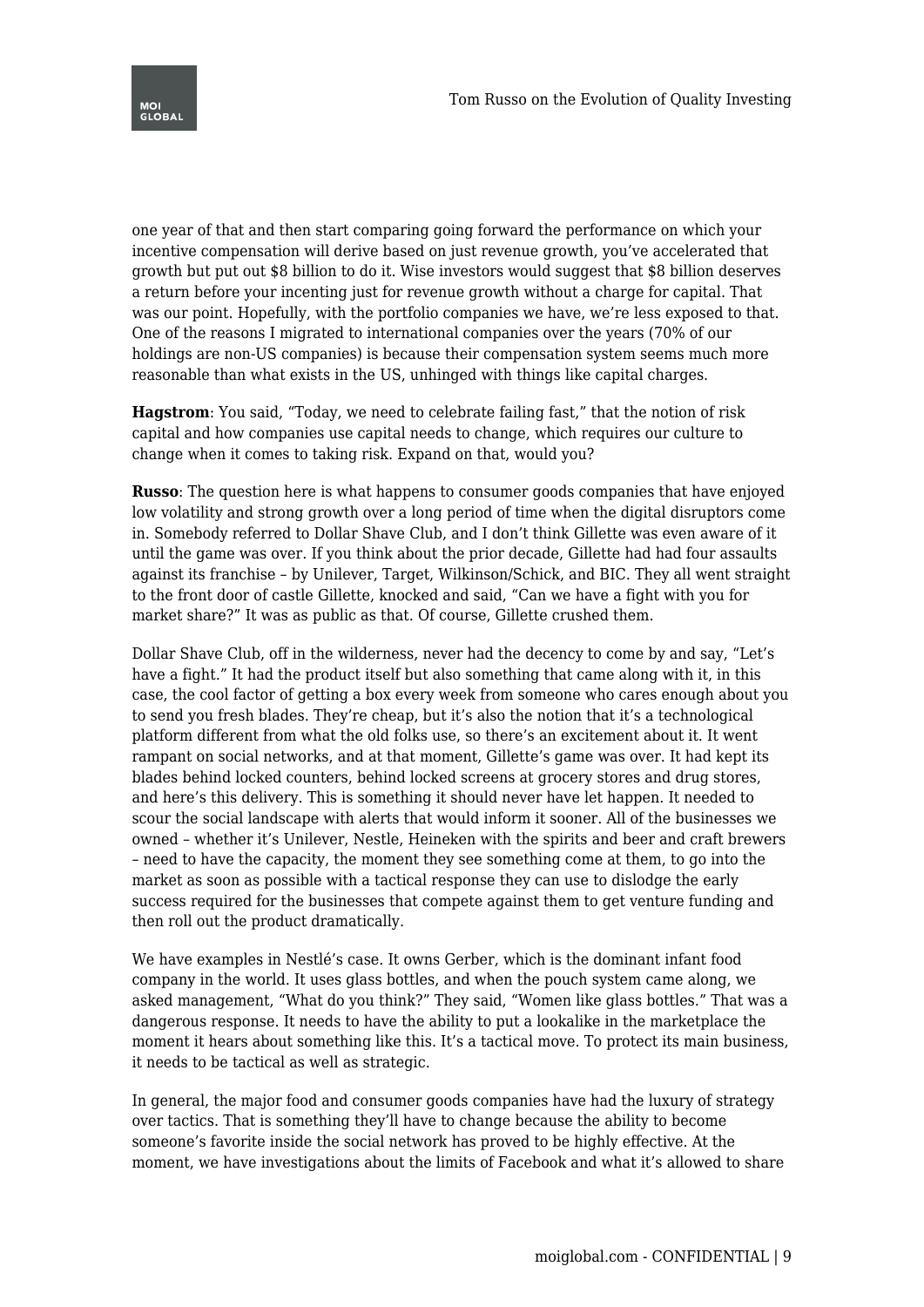one year of that and then start comparing going forward the performance on which your incentive compensation will derive based on just revenue growth, you've accelerated that growth but put out $8 billion to do it. Wise investors would suggest that $8 billion deserves a return before your incenting just for revenue growth without a charge for capital. That was our point. Hopefully, with the portfolio companies we have, we're less exposed to that. One of the reasons I migrated to international companies over the years (70% of our holdings are non-US companies) is because their compensation system seems much more reasonable than what exists in the US, unhinged with things like capital charges.

**Hagstrom**: You said, "Today, we need to celebrate failing fast," that the notion of risk capital and how companies use capital needs to change, which requires our culture to change when it comes to taking risk. Expand on that, would you?

**Russo**: The question here is what happens to consumer goods companies that have enjoyed low volatility and strong growth over a long period of time when the digital disruptors come in. Somebody referred to Dollar Shave Club, and I don't think Gillette was even aware of it until the game was over. If you think about the prior decade, Gillette had had four assaults against its franchise – by Unilever, Target, Wilkinson/Schick, and BIC. They all went straight to the front door of castle Gillette, knocked and said, "Can we have a fight with you for market share?" It was as public as that. Of course, Gillette crushed them.

Dollar Shave Club, off in the wilderness, never had the decency to come by and say, "Let's have a fight." It had the product itself but also something that came along with it, in this case, the cool factor of getting a box every week from someone who cares enough about you to send you fresh blades. They're cheap, but it's also the notion that it's a technological platform different from what the old folks use, so there's an excitement about it. It went rampant on social networks, and at that moment, Gillette's game was over. It had kept its blades behind locked counters, behind locked screens at grocery stores and drug stores, and here's this delivery. This is something it should never have let happen. It needed to scour the social landscape with alerts that would inform it sooner. All of the businesses we owned – whether it's Unilever, Nestle, Heineken with the spirits and beer and craft brewers – need to have the capacity, the moment they see something come at them, to go into the market as soon as possible with a tactical response they can use to dislodge the early success required for the businesses that compete against them to get venture funding and then roll out the product dramatically.

We have examples in Nestlé's case. It owns Gerber, which is the dominant infant food company in the world. It uses glass bottles, and when the pouch system came along, we asked management, "What do you think?" They said, "Women like glass bottles." That was a dangerous response. It needs to have the ability to put a lookalike in the marketplace the moment it hears about something like this. It's a tactical move. To protect its main business, it needs to be tactical as well as strategic.

In general, the major food and consumer goods companies have had the luxury of strategy over tactics. That is something they'll have to change because the ability to become someone's favorite inside the social network has proved to be highly effective. At the moment, we have investigations about the limits of Facebook and what it's allowed to share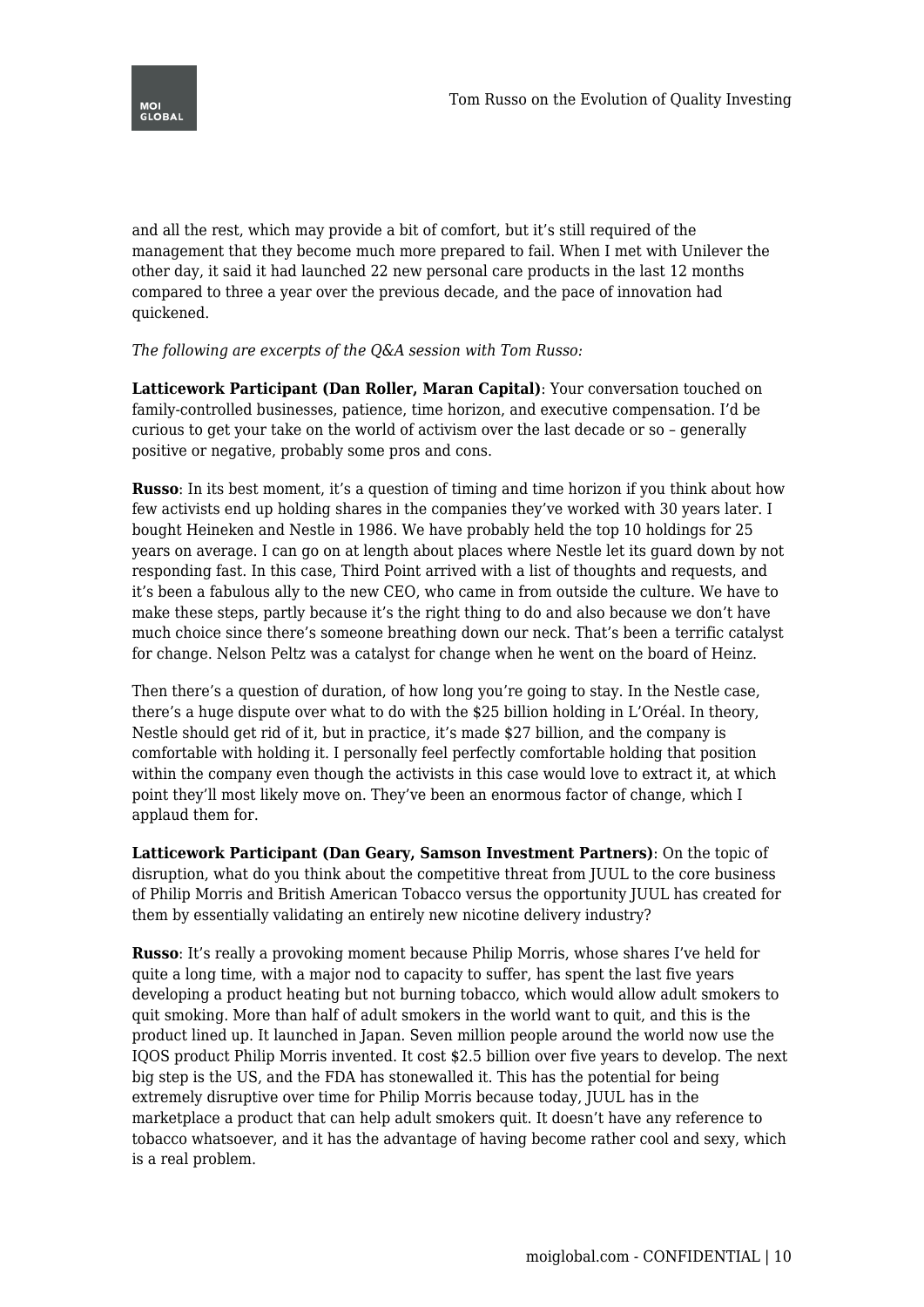and all the rest, which may provide a bit of comfort, but it's still required of the management that they become much more prepared to fail. When I met with Unilever the other day, it said it had launched 22 new personal care products in the last 12 months compared to three a year over the previous decade, and the pace of innovation had quickened.

*The following are excerpts of the Q&A session with Tom Russo:*

**Latticework Participant (Dan Roller, Maran Capital)**: Your conversation touched on family-controlled businesses, patience, time horizon, and executive compensation. I'd be curious to get your take on the world of activism over the last decade or so – generally positive or negative, probably some pros and cons.

**Russo**: In its best moment, it's a question of timing and time horizon if you think about how few activists end up holding shares in the companies they've worked with 30 years later. I bought Heineken and Nestle in 1986. We have probably held the top 10 holdings for 25 years on average. I can go on at length about places where Nestle let its guard down by not responding fast. In this case, Third Point arrived with a list of thoughts and requests, and it's been a fabulous ally to the new CEO, who came in from outside the culture. We have to make these steps, partly because it's the right thing to do and also because we don't have much choice since there's someone breathing down our neck. That's been a terrific catalyst for change. Nelson Peltz was a catalyst for change when he went on the board of Heinz.

Then there's a question of duration, of how long you're going to stay. In the Nestle case, there's a huge dispute over what to do with the $25 billion holding in L'Oréal. In theory, Nestle should get rid of it, but in practice, it's made $27 billion, and the company is comfortable with holding it. I personally feel perfectly comfortable holding that position within the company even though the activists in this case would love to extract it, at which point they'll most likely move on. They've been an enormous factor of change, which I applaud them for.

**Latticework Participant (Dan Geary, Samson Investment Partners)**: On the topic of disruption, what do you think about the competitive threat from JUUL to the core business of Philip Morris and British American Tobacco versus the opportunity JUUL has created for them by essentially validating an entirely new nicotine delivery industry?

**Russo**: It's really a provoking moment because Philip Morris, whose shares I've held for quite a long time, with a major nod to capacity to suffer, has spent the last five years developing a product heating but not burning tobacco, which would allow adult smokers to quit smoking. More than half of adult smokers in the world want to quit, and this is the product lined up. It launched in Japan. Seven million people around the world now use the IQOS product Philip Morris invented. It cost $2.5 billion over five years to develop. The next big step is the US, and the FDA has stonewalled it. This has the potential for being extremely disruptive over time for Philip Morris because today, JUUL has in the marketplace a product that can help adult smokers quit. It doesn't have any reference to tobacco whatsoever, and it has the advantage of having become rather cool and sexy, which is a real problem.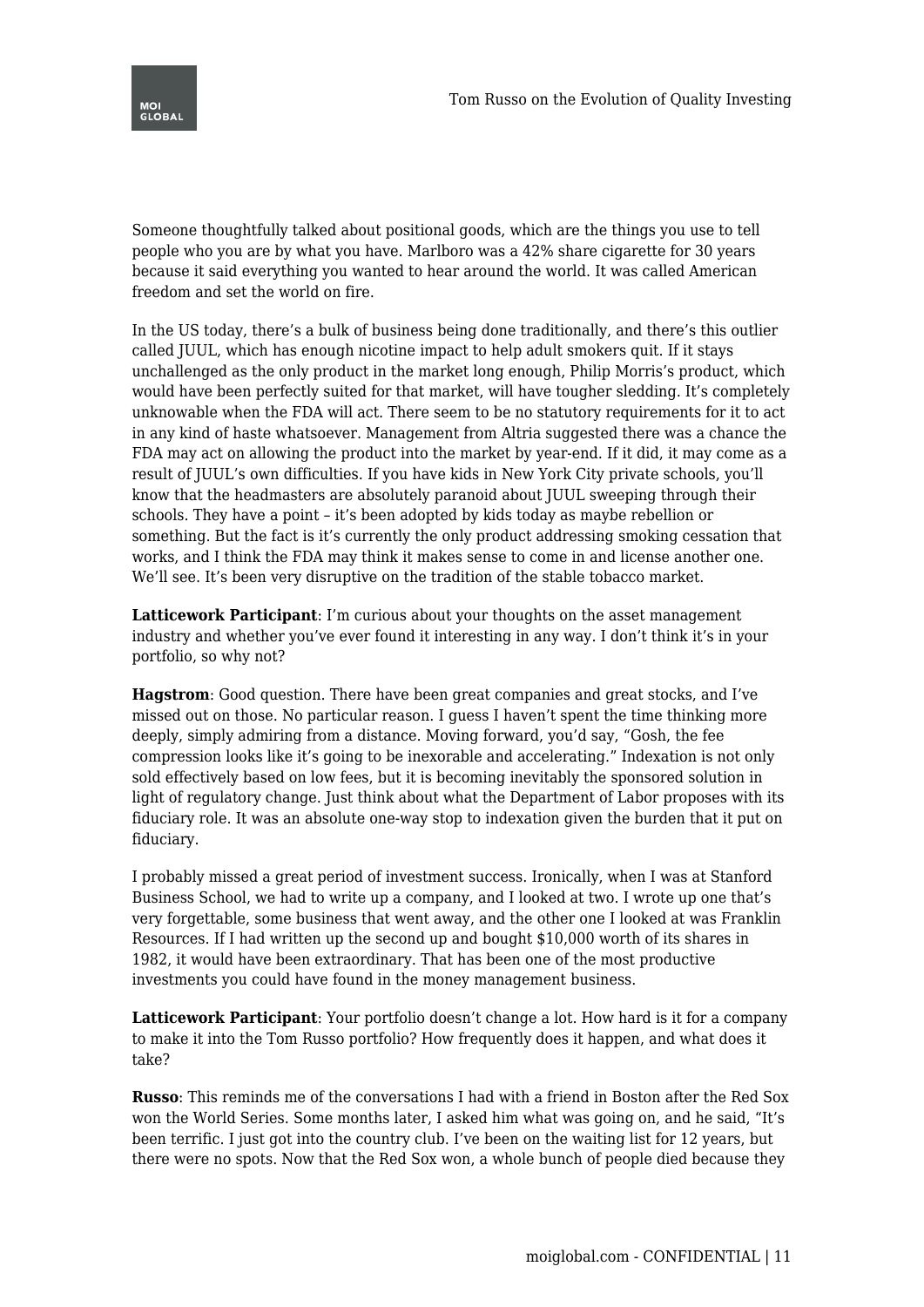Someone thoughtfully talked about positional goods, which are the things you use to tell people who you are by what you have. Marlboro was a 42% share cigarette for 30 years because it said everything you wanted to hear around the world. It was called American freedom and set the world on fire.

In the US today, there's a bulk of business being done traditionally, and there's this outlier called JUUL, which has enough nicotine impact to help adult smokers quit. If it stays unchallenged as the only product in the market long enough, Philip Morris's product, which would have been perfectly suited for that market, will have tougher sledding. It's completely unknowable when the FDA will act. There seem to be no statutory requirements for it to act in any kind of haste whatsoever. Management from Altria suggested there was a chance the FDA may act on allowing the product into the market by year-end. If it did, it may come as a result of JUUL's own difficulties. If you have kids in New York City private schools, you'll know that the headmasters are absolutely paranoid about JUUL sweeping through their schools. They have a point – it's been adopted by kids today as maybe rebellion or something. But the fact is it's currently the only product addressing smoking cessation that works, and I think the FDA may think it makes sense to come in and license another one. We'll see. It's been very disruptive on the tradition of the stable tobacco market.

**Latticework Participant**: I'm curious about your thoughts on the asset management industry and whether you've ever found it interesting in any way. I don't think it's in your portfolio, so why not?

**Hagstrom**: Good question. There have been great companies and great stocks, and I've missed out on those. No particular reason. I guess I haven't spent the time thinking more deeply, simply admiring from a distance. Moving forward, you'd say, "Gosh, the fee compression looks like it's going to be inexorable and accelerating." Indexation is not only sold effectively based on low fees, but it is becoming inevitably the sponsored solution in light of regulatory change. Just think about what the Department of Labor proposes with its fiduciary role. It was an absolute one-way stop to indexation given the burden that it put on fiduciary.

I probably missed a great period of investment success. Ironically, when I was at Stanford Business School, we had to write up a company, and I looked at two. I wrote up one that's very forgettable, some business that went away, and the other one I looked at was Franklin Resources. If I had written up the second up and bought $10,000 worth of its shares in 1982, it would have been extraordinary. That has been one of the most productive investments you could have found in the money management business.

**Latticework Participant**: Your portfolio doesn't change a lot. How hard is it for a company to make it into the Tom Russo portfolio? How frequently does it happen, and what does it take?

**Russo**: This reminds me of the conversations I had with a friend in Boston after the Red Sox won the World Series. Some months later, I asked him what was going on, and he said, "It's been terrific. I just got into the country club. I've been on the waiting list for 12 years, but there were no spots. Now that the Red Sox won, a whole bunch of people died because they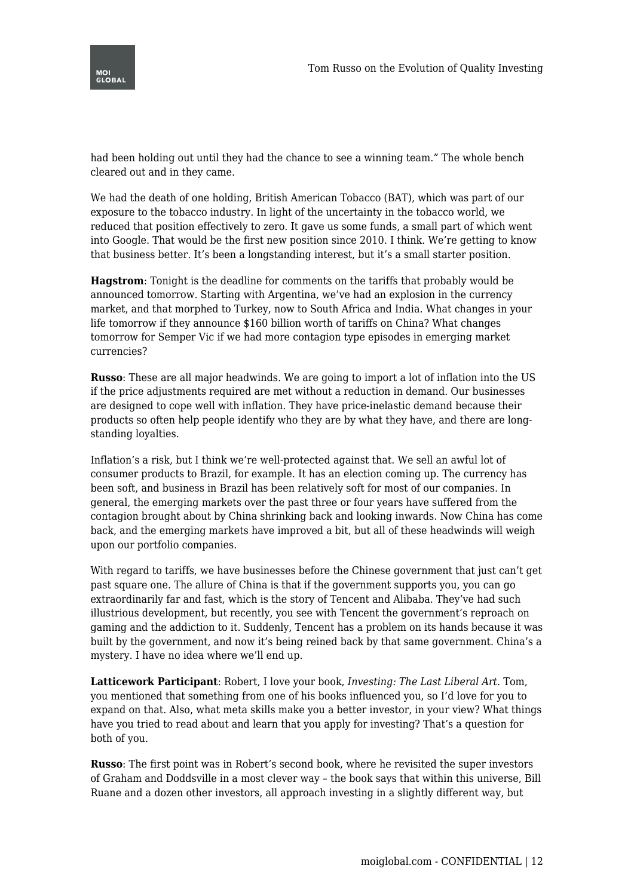had been holding out until they had the chance to see a winning team." The whole bench cleared out and in they came.

We had the death of one holding, British American Tobacco (BAT), which was part of our exposure to the tobacco industry. In light of the uncertainty in the tobacco world, we reduced that position effectively to zero. It gave us some funds, a small part of which went into Google. That would be the first new position since 2010. I think. We're getting to know that business better. It's been a longstanding interest, but it's a small starter position.

**Hagstrom**: Tonight is the deadline for comments on the tariffs that probably would be announced tomorrow. Starting with Argentina, we've had an explosion in the currency market, and that morphed to Turkey, now to South Africa and India. What changes in your life tomorrow if they announce $160 billion worth of tariffs on China? What changes tomorrow for Semper Vic if we had more contagion type episodes in emerging market currencies?

**Russo**: These are all major headwinds. We are going to import a lot of inflation into the US if the price adjustments required are met without a reduction in demand. Our businesses are designed to cope well with inflation. They have price-inelastic demand because their products so often help people identify who they are by what they have, and there are long-standing loyalties.

Inflation's a risk, but I think we're well-protected against that. We sell an awful lot of consumer products to Brazil, for example. It has an election coming up. The currency has been soft, and business in Brazil has been relatively soft for most of our companies. In general, the emerging markets over the past three or four years have suffered from the contagion brought about by China shrinking back and looking inwards. Now China has come back, and the emerging markets have improved a bit, but all of these headwinds will weigh upon our portfolio companies.

With regard to tariffs, we have businesses before the Chinese government that just can't get past square one. The allure of China is that if the government supports you, you can go extraordinarily far and fast, which is the story of Tencent and Alibaba. They've had such illustrious development, but recently, you see with Tencent the government's reproach on gaming and the addiction to it. Suddenly, Tencent has a problem on its hands because it was built by the government, and now it's being reined back by that same government. China's a mystery. I have no idea where we'll end up.

**Latticework Participant**: Robert, I love your book, *Investing: The Last Liberal Art*. Tom, you mentioned that something from one of his books influenced you, so I'd love for you to expand on that. Also, what meta skills make you a better investor, in your view? What things have you tried to read about and learn that you apply for investing? That's a question for both of you.

**Russo**: The first point was in Robert's second book, where he revisited the super investors of Graham and Doddsville in a most clever way – the book says that within this universe, Bill Ruane and a dozen other investors, all approach investing in a slightly different way, but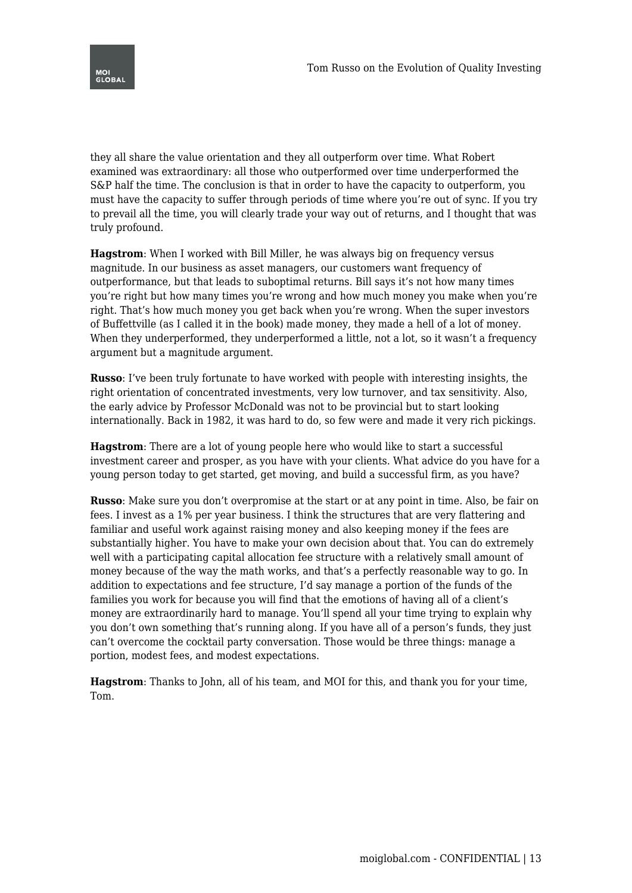they all share the value orientation and they all outperform over time. What Robert examined was extraordinary: all those who outperformed over time underperformed the S&P half the time. The conclusion is that in order to have the capacity to outperform, you must have the capacity to suffer through periods of time where you're out of sync. If you try to prevail all the time, you will clearly trade your way out of returns, and I thought that was truly profound.

**Hagstrom**: When I worked with Bill Miller, he was always big on frequency versus magnitude. In our business as asset managers, our customers want frequency of outperformance, but that leads to suboptimal returns. Bill says it's not how many times you're right but how many times you're wrong and how much money you make when you're right. That's how much money you get back when you're wrong. When the super investors of Buffettville (as I called it in the book) made money, they made a hell of a lot of money. When they underperformed, they underperformed a little, not a lot, so it wasn't a frequency argument but a magnitude argument.

**Russo**: I've been truly fortunate to have worked with people with interesting insights, the right orientation of concentrated investments, very low turnover, and tax sensitivity. Also, the early advice by Professor McDonald was not to be provincial but to start looking internationally. Back in 1982, it was hard to do, so few were and made it very rich pickings.

**Hagstrom**: There are a lot of young people here who would like to start a successful investment career and prosper, as you have with your clients. What advice do you have for a young person today to get started, get moving, and build a successful firm, as you have?

**Russo**: Make sure you don't overpromise at the start or at any point in time. Also, be fair on fees. I invest as a 1% per year business. I think the structures that are very flattering and familiar and useful work against raising money and also keeping money if the fees are substantially higher. You have to make your own decision about that. You can do extremely well with a participating capital allocation fee structure with a relatively small amount of money because of the way the math works, and that's a perfectly reasonable way to go. In addition to expectations and fee structure, I'd say manage a portion of the funds of the families you work for because you will find that the emotions of having all of a client's money are extraordinarily hard to manage. You'll spend all your time trying to explain why you don't own something that's running along. If you have all of a person's funds, they just can't overcome the cocktail party conversation. Those would be three things: manage a portion, modest fees, and modest expectations.

**Hagstrom**: Thanks to John, all of his team, and MOI for this, and thank you for your time, Tom.